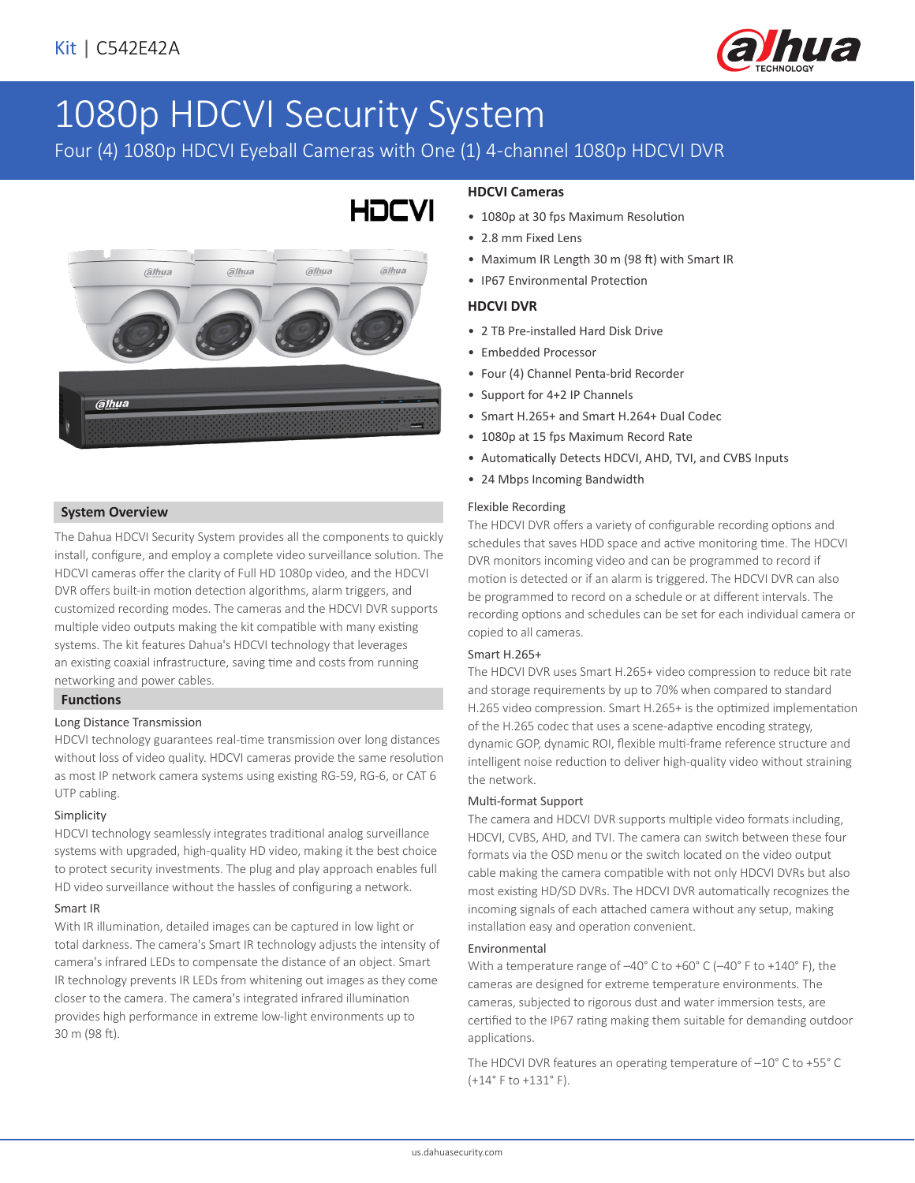Kit | C542E42A

# 1080p HDCVI Security System

Four (4) 1080p HDCVI Eyeball Cameras with One (1) 4-channel 1080p HDCVI DVR

### HDCVI Cameras

- 1080p at 30 fps Maximum Resolution
- 2.8 mm Fixed Lens
- Maximum IR Length 30 m (98 ft) with Smart IR
- IP67 Environmental Protection

### HDCVI DVR

- 2 TB Pre-installed Hard Disk Drive
- Embedded Processor
- Four (4) Channel Penta-brid Recorder
- Support for 4+2 IP Channels
- Smart H.265+ and Smart H.264+ Dual Codec
- 1080p at 15 fps Maximum Record Rate
- Automatically Detects HDCVI, AHD, TVI, and CVBS Inputs
- 24 Mbps Incoming Bandwidth

## System Overview

The Dahua HDCVI Security System provides all the components to quickly install, configure, and employ a complete video surveillance solution. The HDCVI cameras offer the clarity of Full HD 1080p video, and the HDCVI DVR offers built-in motion detection algorithms, alarm triggers, and customized recording modes. The cameras and the HDCVI DVR supports multiple video outputs making the kit compatible with many existing systems. The kit features Dahua's HDCVI technology that leverages an existing coaxial infrastructure, saving time and costs from running networking and power cables.

## Functions

### Long Distance Transmission

HDCVI technology guarantees real-time transmission over long distances without loss of video quality. HDCVI cameras provide the same resolution as most IP network camera systems using existing RG-59, RG-6, or CAT 6 UTP cabling.

### Simplicity

HDCVI technology seamlessly integrates traditional analog surveillance systems with upgraded, high-quality HD video, making it the best choice to protect security investments. The plug and play approach enables full HD video surveillance without the hassles of configuring a network.

### Smart IR

With IR illumination, detailed images can be captured in low light or total darkness. The camera's Smart IR technology adjusts the intensity of camera's infrared LEDs to compensate the distance of an object. Smart IR technology prevents IR LEDs from whitening out images as they come closer to the camera. The camera's integrated infrared illumination provides high performance in extreme low-light environments up to 30 m (98 ft).

### Flexible Recording

The HDCVI DVR offers a variety of configurable recording options and schedules that saves HDD space and active monitoring time. The HDCVI DVR monitors incoming video and can be programmed to record if motion is detected or if an alarm is triggered. The HDCVI DVR can also be programmed to record on a schedule or at different intervals. The recording options and schedules can be set for each individual camera or copied to all cameras.

### Smart H.265+

The HDCVI DVR uses Smart H.265+ video compression to reduce bit rate and storage requirements by up to 70% when compared to standard H.265 video compression. Smart H.265+ is the optimized implementation of the H.265 codec that uses a scene-adaptive encoding strategy, dynamic GOP, dynamic ROI, flexible multi-frame reference structure and intelligent noise reduction to deliver high-quality video without straining the network.

### Multi-format Support

The camera and HDCVI DVR supports multiple video formats including, HDCVI, CVBS, AHD, and TVI. The camera can switch between these four formats via the OSD menu or the switch located on the video output cable making the camera compatible with not only HDCVI DVRs but also most existing HD/SD DVRs. The HDCVI DVR automatically recognizes the incoming signals of each attached camera without any setup, making installation easy and operation convenient.

### Environmental

With a temperature range of –40° C to +60° C (–40° F to +140° F), the cameras are designed for extreme temperature environments. The cameras, subjected to rigorous dust and water immersion tests, are certified to the IP67 rating making them suitable for demanding outdoor applications.

The HDCVI DVR features an operating temperature of –10° C to +55° C (+14° F to +131° F).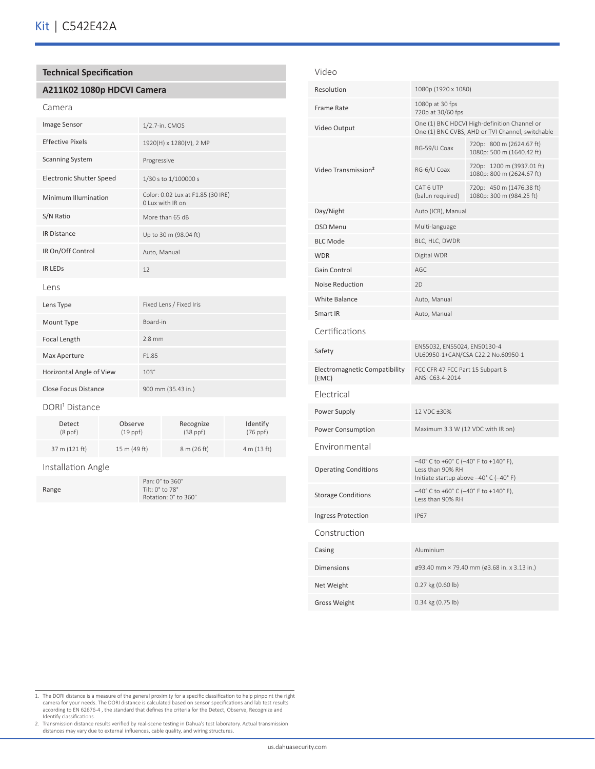## Technical Specification

### A211K02 1080p HDCVI Camera

#### Camera

| | |
|---|---|
| Image Sensor | 1/2.7-in. CMOS |
| Effective Pixels | 1920(H) x 1280(V), 2 MP |
| Scanning System | Progressive |
| Electronic Shutter Speed | 1/30 s to 1/100000 s |
| Minimum Illumination | Color: 0.02 Lux at F1.85 (30 IRE)<br>0 Lux with IR on |
| S/N Ratio | More than 65 dB |
| IR Distance | Up to 30 m (98.04 ft) |
| IR On/Off Control | Auto, Manual |
| IR LEDs | 12 |

#### Lens

| | |
|---|---|
| Lens Type | Fixed Lens / Fixed Iris |
| Mount Type | Board-in |
| Focal Length | 2.8 mm |
| Max Aperture | F1.85 |
| Horizontal Angle of View | 103° |
| Close Focus Distance | 900 mm (35.43 in.) |

#### DORI[1] Distance

| Detect (8 ppf) | Observe (19 ppf) | Recognize (38 ppf) | Identify (76 ppf) |
|---|---|---|---|
| 37 m (121 ft) | 15 m (49 ft) | 8 m (26 ft) | 4 m (13 ft) |

#### Installation Angle

| | |
|---|---|
| Range | Pan: 0° to 360°<br>Tilt: 0° to 78°<br>Rotation: 0° to 360° |

#### Video

| | | |
|---|---|---|
| Resolution | 1080p (1920 x 1080) | |
| Frame Rate | 1080p at 30 fps<br>720p at 30/60 fps | |
| Video Output | One (1) BNC HDCVI High-definition Channel or One (1) BNC CVBS, AHD or TVI Channel, switchable | |
| Video Transmission[2] | RG-59/U Coax | 720p: 800 m (2624.67 ft)<br>1080p: 500 m (1640.42 ft) |
| | RG-6/U Coax | 720p: 1200 m (3937.01 ft)<br>1080p: 800 m (2624.67 ft) |
| | CAT 6 UTP (balun required) | 720p: 450 m (1476.38 ft)<br>1080p: 300 m (984.25 ft) |
| Day/Night | Auto (ICR), Manual | |
| OSD Menu | Multi-language | |
| BLC Mode | BLC, HLC, DWDR | |
| WDR | Digital WDR | |
| Gain Control | AGC | |
| Noise Reduction | 2D | |
| White Balance | Auto, Manual | |
| Smart IR | Auto, Manual | |

#### Certifications

| | |
|---|---|
| Safety | EN55032, EN55024, EN50130-4<br>UL60950-1+CAN/CSA C22.2 No.60950-1 |
| Electromagnetic Compatibility (EMC) | FCC CFR 47 FCC Part 15 Subpart B<br>ANSI C63.4-2014 |

#### Electrical

| | |
|---|---|
| Power Supply | 12 VDC ±30% |
| Power Consumption | Maximum 3.3 W (12 VDC with IR on) |

#### Environmental

| | |
|---|---|
| Operating Conditions | –40° C to +60° C (–40° F to +140° F),<br>Less than 90% RH<br>Initiate startup above –40° C (–40° F) |
| Storage Conditions | –40° C to +60° C (–40° F to +140° F),<br>Less than 90% RH |
| Ingress Protection | IP67 |

#### Construction

| | |
|---|---|
| Casing | Aluminium |
| Dimensions | ø93.40 mm × 79.40 mm (ø3.68 in. x 3.13 in.) |
| Net Weight | 0.27 kg (0.60 lb) |
| Gross Weight | 0.34 kg (0.75 lb) |

1. The DORI distance is a measure of the general proximity for a specific classification to help pinpoint the right camera for your needs. The DORI distance is calculated based on sensor specifications and lab test results according to EN 62676-4 , the standard that defines the criteria for the Detect, Observe, Recognize and Identify classifications.
2. Transmission distance results verified by real-scene testing in Dahua's test laboratory. Actual transmission distances may vary due to external influences, cable quality, and wiring structures.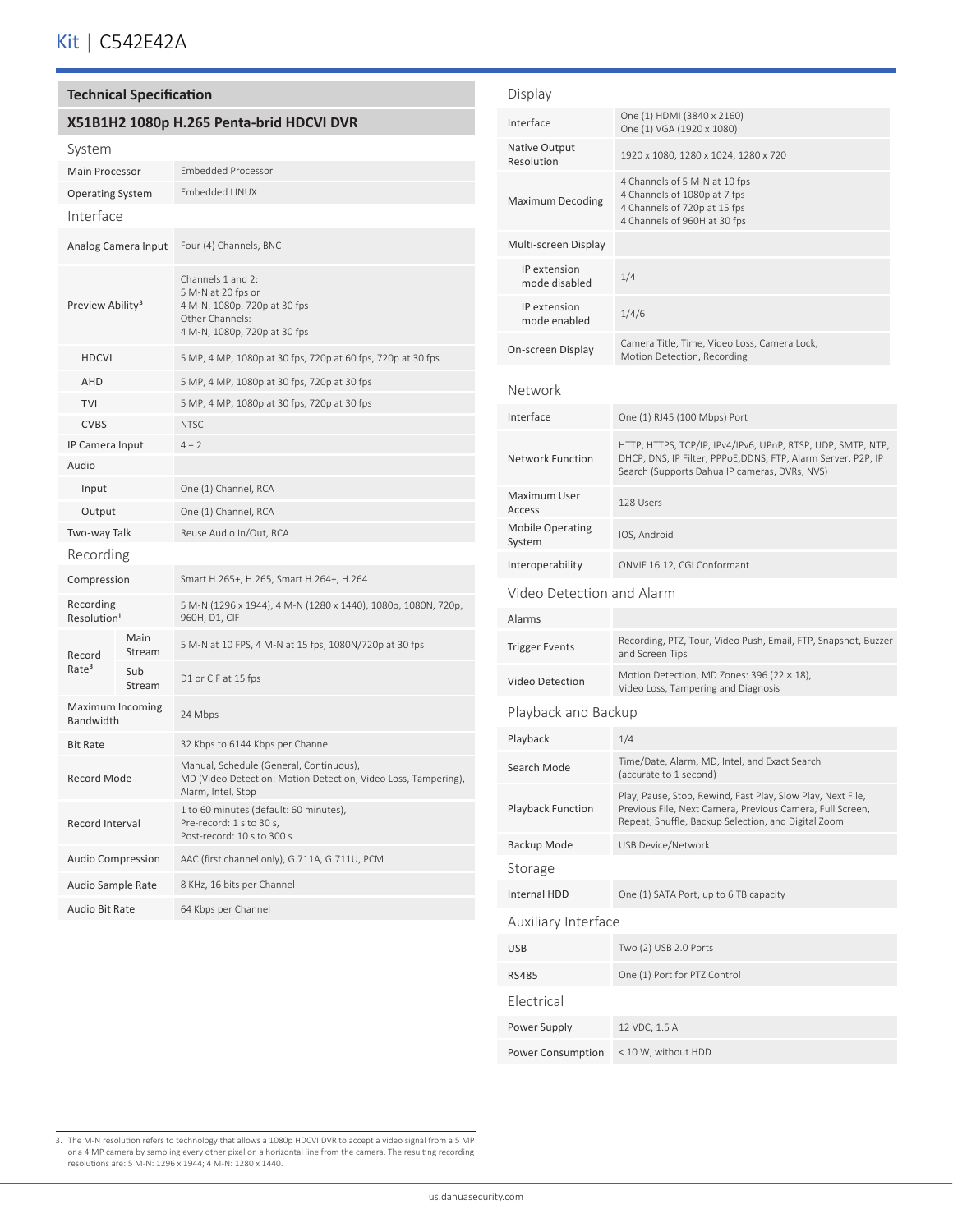Kit | C542E42A

## Technical Specification

### X51B1H2 1080p H.265 Penta-brid HDCVI DVR

#### System

| | |
|---|---|
| Main Processor | Embedded Processor |
| Operating System | Embedded LINUX |

#### Interface

| | | |
|---|---|---|
| Analog Camera Input | | Four (4) Channels, BNC |
| Preview Ability[3] | | Channels 1 and 2:<br>5 M-N at 20 fps or<br>4 M-N, 1080p, 720p at 30 fps<br>Other Channels:<br>4 M-N, 1080p, 720p at 30 fps |
| | HDCVI | 5 MP, 4 MP, 1080p at 30 fps, 720p at 60 fps, 720p at 30 fps |
| | AHD | 5 MP, 4 MP, 1080p at 30 fps, 720p at 30 fps |
| | TVI | 5 MP, 4 MP, 1080p at 30 fps, 720p at 30 fps |
| | CVBS | NTSC |
| IP Camera Input | | 4 + 2 |
| Audio | | |
| | Input | One (1) Channel, RCA |
| | Output | One (1) Channel, RCA |
| Two-way Talk | | Reuse Audio In/Out, RCA |

#### Recording

| | | |
|---|---|---|
| Compression | | Smart H.265+, H.265, Smart H.264+, H.264 |
| Recording Resolution[1] | | 5 M-N (1296 x 1944), 4 M-N (1280 x 1440), 1080p, 1080N, 720p, 960H, D1, CIF |
| Record Rate[3] | Main Stream | 5 M-N at 10 FPS, 4 M-N at 15 fps, 1080N/720p at 30 fps |
| | Sub Stream | D1 or CIF at 15 fps |
| Maximum Incoming Bandwidth | | 24 Mbps |
| Bit Rate | | 32 Kbps to 6144 Kbps per Channel |
| Record Mode | | Manual, Schedule (General, Continuous),<br>MD (Video Detection: Motion Detection, Video Loss, Tampering),<br>Alarm, Intel, Stop |
| Record Interval | | 1 to 60 minutes (default: 60 minutes),<br>Pre-record: 1 s to 30 s,<br>Post-record: 10 s to 300 s |
| Audio Compression | | AAC (first channel only), G.711A, G.711U, PCM |
| Audio Sample Rate | | 8 KHz, 16 bits per Channel |
| Audio Bit Rate | | 64 Kbps per Channel |

#### Display

| | |
|---|---|
| Interface | One (1) HDMI (3840 x 2160)<br>One (1) VGA (1920 x 1080) |
| Native Output Resolution | 1920 x 1080, 1280 x 1024, 1280 x 720 |
| Maximum Decoding | 4 Channels of 5 M-N at 10 fps<br>4 Channels of 1080p at 7 fps<br>4 Channels of 720p at 15 fps<br>4 Channels of 960H at 30 fps |
| Multi-screen Display | |
| IP extension mode disabled | 1/4 |
| IP extension mode enabled | 1/4/6 |
| On-screen Display | Camera Title, Time, Video Loss, Camera Lock, Motion Detection, Recording |

#### Network

| | |
|---|---|
| Interface | One (1) RJ45 (100 Mbps) Port |
| Network Function | HTTP, HTTPS, TCP/IP, IPv4/IPv6, UPnP, RTSP, UDP, SMTP, NTP, DHCP, DNS, IP Filter, PPPoE,DDNS, FTP, Alarm Server, P2P, IP Search (Supports Dahua IP cameras, DVRs, NVS) |
| Maximum User Access | 128 Users |
| Mobile Operating System | IOS, Android |
| Interoperability | ONVIF 16.12, CGI Conformant |

#### Video Detection and Alarm

| | |
|---|---|
| Alarms | |
| Trigger Events | Recording, PTZ, Tour, Video Push, Email, FTP, Snapshot, Buzzer and Screen Tips |
| Video Detection | Motion Detection, MD Zones: 396 (22 × 18),<br>Video Loss, Tampering and Diagnosis |

#### Playback and Backup

| | |
|---|---|
| Playback | 1/4 |
| Search Mode | Time/Date, Alarm, MD, Intel, and Exact Search (accurate to 1 second) |
| Playback Function | Play, Pause, Stop, Rewind, Fast Play, Slow Play, Next File, Previous File, Next Camera, Previous Camera, Full Screen, Repeat, Shuffle, Backup Selection, and Digital Zoom |
| Backup Mode | USB Device/Network |

#### Storage

| | |
|---|---|
| Internal HDD | One (1) SATA Port, up to 6 TB capacity |

#### Auxiliary Interface

| | |
|---|---|
| USB | Two (2) USB 2.0 Ports |
| RS485 | One (1) Port for PTZ Control |

#### Electrical

| | |
|---|---|
| Power Supply | 12 VDC, 1.5 A |
| Power Consumption | < 10 W, without HDD |

3. The M-N resolution refers to technology that allows a 1080p HDCVI DVR to accept a video signal from a 5 MP or a 4 MP camera by sampling every other pixel on a horizontal line from the camera. The resulting recording resolutions are: 5 M-N: 1296 x 1944; 4 M-N: 1280 x 1440.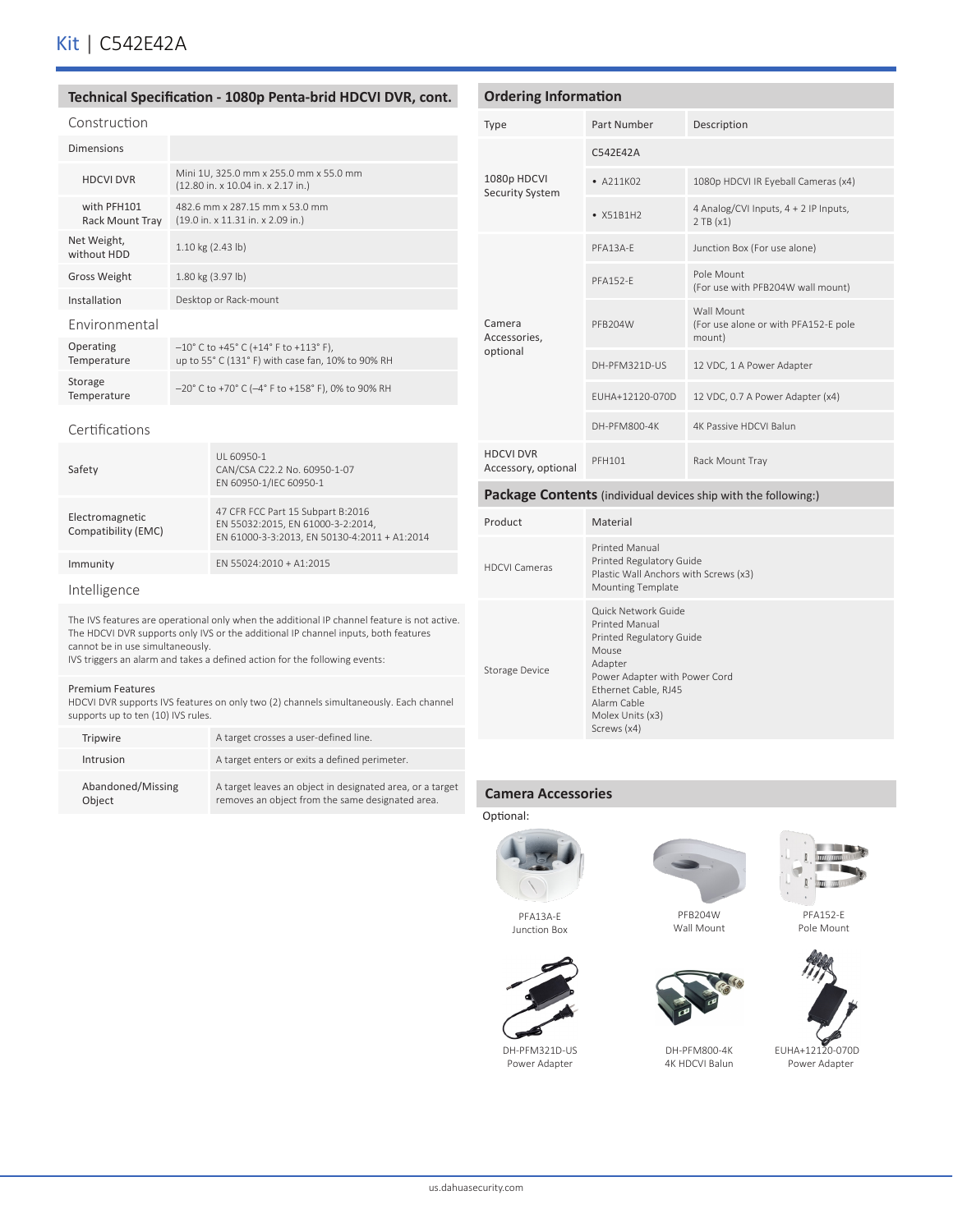# Kit | C542E42A

## Technical Specification - 1080p Penta-brid HDCVI DVR, cont.

### Construction

| | |
|---|---|
| Dimensions | |
| HDCVI DVR | Mini 1U, 325.0 mm x 255.0 mm x 55.0 mm (12.80 in. x 10.04 in. x 2.17 in.) |
| with PFH101 Rack Mount Tray | 482.6 mm x 287.15 mm x 53.0 mm (19.0 in. x 11.31 in. x 2.09 in.) |
| Net Weight, without HDD | 1.10 kg (2.43 lb) |
| Gross Weight | 1.80 kg (3.97 lb) |
| Installation | Desktop or Rack-mount |

### Environmental

| | |
|---|---|
| Operating Temperature | –10° C to +45° C (+14° F to +113° F), up to 55° C (131° F) with case fan, 10% to 90% RH |
| Storage Temperature | –20° C to +70° C (–4° F to +158° F), 0% to 90% RH |

### Certifications

| | |
|---|---|
| Safety | UL 60950-1<br>CAN/CSA C22.2 No. 60950-1-07<br>EN 60950-1/IEC 60950-1 |
| Electromagnetic Compatibility (EMC) | 47 CFR FCC Part 15 Subpart B:2016<br>EN 55032:2015, EN 61000-3-2:2014,<br>EN 61000-3-3:2013, EN 50130-4:2011 + A1:2014 |
| Immunity | EN 55024:2010 + A1:2015 |

### Intelligence

The IVS features are operational only when the additional IP channel feature is not active. The HDCVI DVR supports only IVS or the additional IP channel inputs, both features cannot be in use simultaneously.
IVS triggers an alarm and takes a defined action for the following events:

Premium Features
HDCVI DVR supports IVS features on only two (2) channels simultaneously. Each channel supports up to ten (10) IVS rules.

| | |
|---|---|
| Tripwire | A target crosses a user-defined line. |
| Intrusion | A target enters or exits a defined perimeter. |
| Abandoned/Missing Object | A target leaves an object in designated area, or a target removes an object from the same designated area. |

## Ordering Information

| Type | Part Number | Description |
|---|---|---|
| 1080p HDCVI Security System | C542E42A | |
| | • A211K02 | 1080p HDCVI IR Eyeball Cameras (x4) |
| | • X51B1H2 | 4 Analog/CVI Inputs, 4 + 2 IP Inputs, 2 TB (x1) |
| Camera Accessories, optional | PFA13A-E | Junction Box (For use alone) |
| | PFA152-E | Pole Mount (For use with PFB204W wall mount) |
| | PFB204W | Wall Mount (For use alone or with PFA152-E pole mount) |
| | DH-PFM321D-US | 12 VDC, 1 A Power Adapter |
| | EUHA+12120-070D | 12 VDC, 0.7 A Power Adapter (x4) |
| | DH-PFM800-4K | 4K Passive HDCVI Balun |
| HDCVI DVR Accessory, optional | PFH101 | Rack Mount Tray |

## Package Contents (individual devices ship with the following:)

| Product | Material |
|---|---|
| HDCVI Cameras | Printed Manual<br>Printed Regulatory Guide<br>Plastic Wall Anchors with Screws (x3)<br>Mounting Template |
| Storage Device | Quick Network Guide<br>Printed Manual<br>Printed Regulatory Guide<br>Mouse<br>Adapter<br>Power Adapter with Power Cord<br>Ethernet Cable, RJ45<br>Alarm Cable<br>Molex Units (x3)<br>Screws (x4) |

## Camera Accessories

Optional:

PFA13A-E
Junction Box

PFB204W
Wall Mount

PFA152-E
Pole Mount

DH-PFM321D-US
Power Adapter

DH-PFM800-4K
4K HDCVI Balun

EUHA+12120-070D
Power Adapter

us.dahuasecurity.com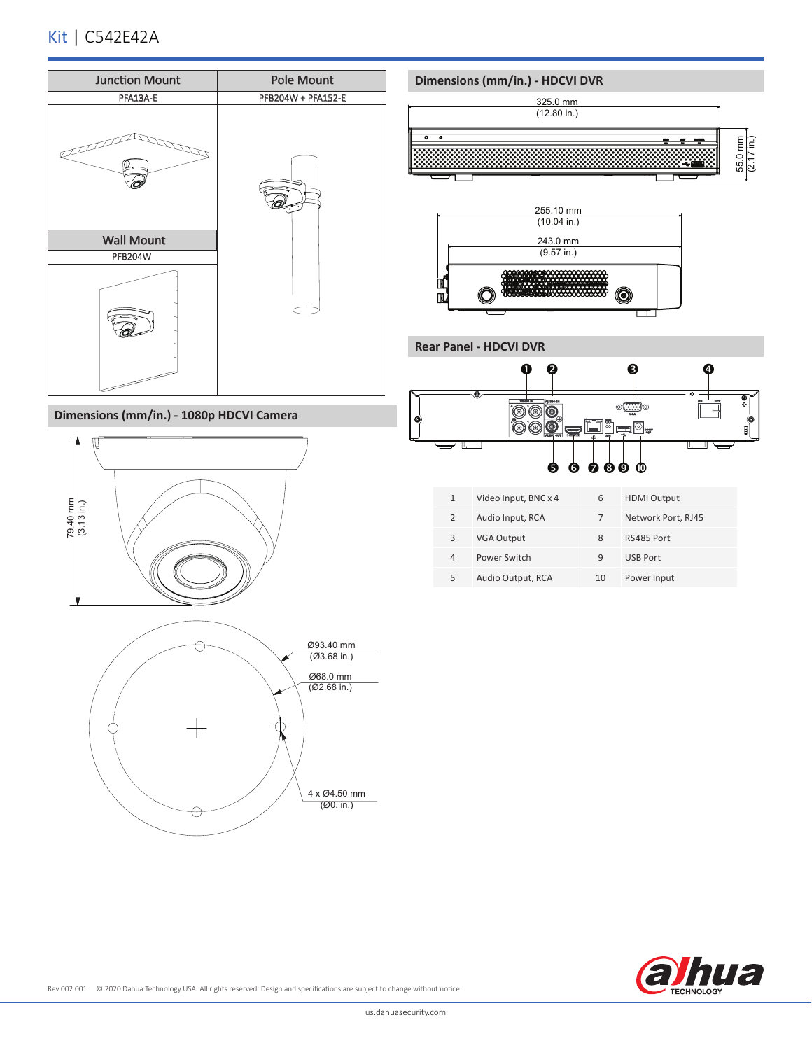Kit | C542E42A

| Junction Mount | Pole Mount |
|---|---|
| PFA13A-E | PFB204W + PFA152-E |

| Wall Mount |
|---|
| PFB204W |

## Dimensions (mm/in.) - 1080p HDCVI Camera

79.40 mm
(3.13 in.)

Ø93.40 mm
(Ø3.68 in.)

Ø68.0 mm
(Ø2.68 in.)

4 x Ø4.50 mm
(Ø0. in.)

## Dimensions (mm/in.) - HDCVI DVR

325.0 mm
(12.80 in.)

55.0 mm
(2.17 in.)

255.10 mm
(10.04 in.)

243.0 mm
(9.57 in.)

## Rear Panel - HDCVI DVR

| | | | |
|---|---|---|---|
| 1 | Video Input, BNC x 4 | 6 | HDMI Output |
| 2 | Audio Input, RCA | 7 | Network Port, RJ45 |
| 3 | VGA Output | 8 | RS485 Port |
| 4 | Power Switch | 9 | USB Port |
| 5 | Audio Output, RCA | 10 | Power Input |

Rev 002.001 © 2020 Dahua Technology USA. All rights reserved. Design and specifications are subject to change without notice.

us.dahuasecurity.com